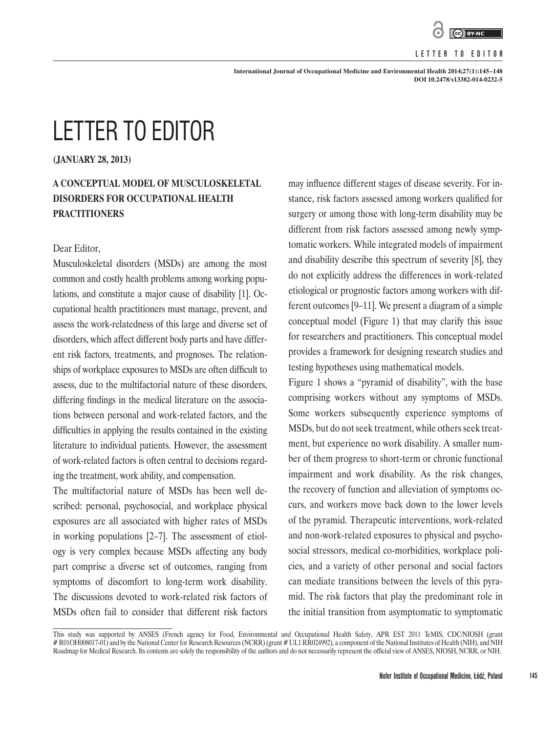# LETTER TO EDITOR

**(JANUARY 28, 2013)**

## A CONCEPTUAL MODEL OF MUSCULOSKELETAL DISORDERS FOR OCCUPATIONAL HEALTH PRACTITIONERS

Dear Editor,

Musculoskeletal disorders (MSDs) are among the most common and costly health problems among working populations, and constitute a major cause of disability [1]. Occupational health practitioners must manage, prevent, and assess the work-relatedness of this large and diverse set of disorders, which affect different body parts and have different risk factors, treatments, and prognoses. The relationships of workplace exposures to MSDs are often difficult to assess, due to the multifactorial nature of these disorders, differing findings in the medical literature on the associations between personal and work-related factors, and the difficulties in applying the results contained in the existing literature to individual patients. However, the assessment of work-related factors is often central to decisions regarding the treatment, work ability, and compensation.

The multifactorial nature of MSDs has been well described: personal, psychosocial, and workplace physical exposures are all associated with higher rates of MSDs in working populations [2–7]. The assessment of etiology is very complex because MSDs affecting any body part comprise a diverse set of outcomes, ranging from symptoms of discomfort to long-term work disability. The discussions devoted to work-related risk factors of MSDs often fail to consider that different risk factors may influence different stages of disease severity. For instance, risk factors assessed among workers qualified for surgery or among those with long-term disability may be different from risk factors assessed among newly symptomatic workers. While integrated models of impairment and disability describe this spectrum of severity [8], they do not explicitly address the differences in work-related etiological or prognostic factors among workers with different outcomes [9–11]. We present a diagram of a simple conceptual model (Figure 1) that may clarify this issue for researchers and practitioners. This conceptual model provides a framework for designing research studies and testing hypotheses using mathematical models.

Figure 1 shows a "pyramid of disability", with the base comprising workers without any symptoms of MSDs. Some workers subsequently experience symptoms of MSDs, but do not seek treatment, while others seek treatment, but experience no work disability. A smaller number of them progress to short-term or chronic functional impairment and work disability. As the risk changes, the recovery of function and alleviation of symptoms occurs, and workers move back down to the lower levels of the pyramid. Therapeutic interventions, work-related and non-work-related exposures to physical and psychosocial stressors, medical co-morbidities, workplace policies, and a variety of other personal and social factors can mediate transitions between the levels of this pyramid. The risk factors that play the predominant role in the initial transition from asymptomatic to symptomatic

---

This study was supported by ANSES (French agency for Food, Environmental and Occupational Health Safety, APR EST 2011 TeMIS, CDC/NIOSH (grant # R01OH008017-01) and by the National Center for Research Resources (NCRR) (grant # UL1 RR024992), a component of the National Institutes of Health (NIH), and NIH Roadmap for Medical Research. Its contents are solely the responsibility of the authors and do not necessarily represent the official view of ANSES, NIOSH, NCRR, or NIH.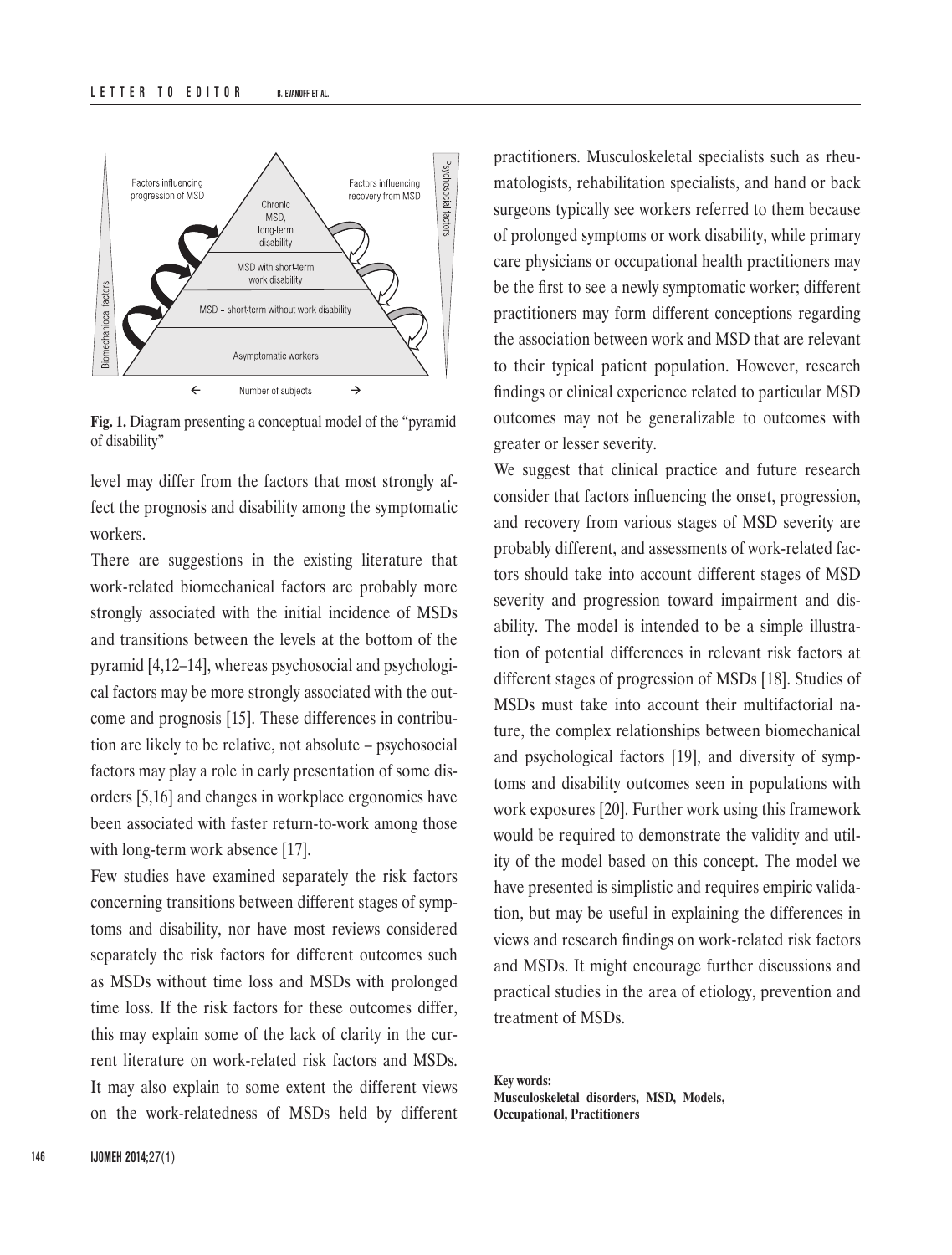Factors influencing progression of MSD

Factors influencing recovery from MSD

Chronic MSD, long-term disability

MSD with short-term work disability

MSD – short-term without work disability

Asymptomatic workers

Biomechanical factors

Psychosocial factors

← Number of subjects →

**Fig. 1.** Diagram presenting a conceptual model of the "pyramid of disability"

level may differ from the factors that most strongly affect the prognosis and disability among the symptomatic workers.

There are suggestions in the existing literature that work-related biomechanical factors are probably more strongly associated with the initial incidence of MSDs and transitions between the levels at the bottom of the pyramid [4,12–14], whereas psychosocial and psychological factors may be more strongly associated with the outcome and prognosis [15]. These differences in contribution are likely to be relative, not absolute – psychosocial factors may play a role in early presentation of some disorders [5,16] and changes in workplace ergonomics have been associated with faster return-to-work among those with long-term work absence [17].

Few studies have examined separately the risk factors concerning transitions between different stages of symptoms and disability, nor have most reviews considered separately the risk factors for different outcomes such as MSDs without time loss and MSDs with prolonged time loss. If the risk factors for these outcomes differ, this may explain some of the lack of clarity in the current literature on work-related risk factors and MSDs. It may also explain to some extent the different views on the work-relatedness of MSDs held by different practitioners. Musculoskeletal specialists such as rheumatologists, rehabilitation specialists, and hand or back surgeons typically see workers referred to them because of prolonged symptoms or work disability, while primary care physicians or occupational health practitioners may be the first to see a newly symptomatic worker; different practitioners may form different conceptions regarding the association between work and MSD that are relevant to their typical patient population. However, research findings or clinical experience related to particular MSD outcomes may not be generalizable to outcomes with greater or lesser severity.

We suggest that clinical practice and future research consider that factors influencing the onset, progression, and recovery from various stages of MSD severity are probably different, and assessments of work-related factors should take into account different stages of MSD severity and progression toward impairment and disability. The model is intended to be a simple illustration of potential differences in relevant risk factors at different stages of progression of MSDs [18]. Studies of MSDs must take into account their multifactorial nature, the complex relationships between biomechanical and psychological factors [19], and diversity of symptoms and disability outcomes seen in populations with work exposures [20]. Further work using this framework would be required to demonstrate the validity and utility of the model based on this concept. The model we have presented is simplistic and requires empiric validation, but may be useful in explaining the differences in views and research findings on work-related risk factors and MSDs. It might encourage further discussions and practical studies in the area of etiology, prevention and treatment of MSDs.

**Key words:**
**Musculoskeletal disorders, MSD, Models, Occupational, Practitioners**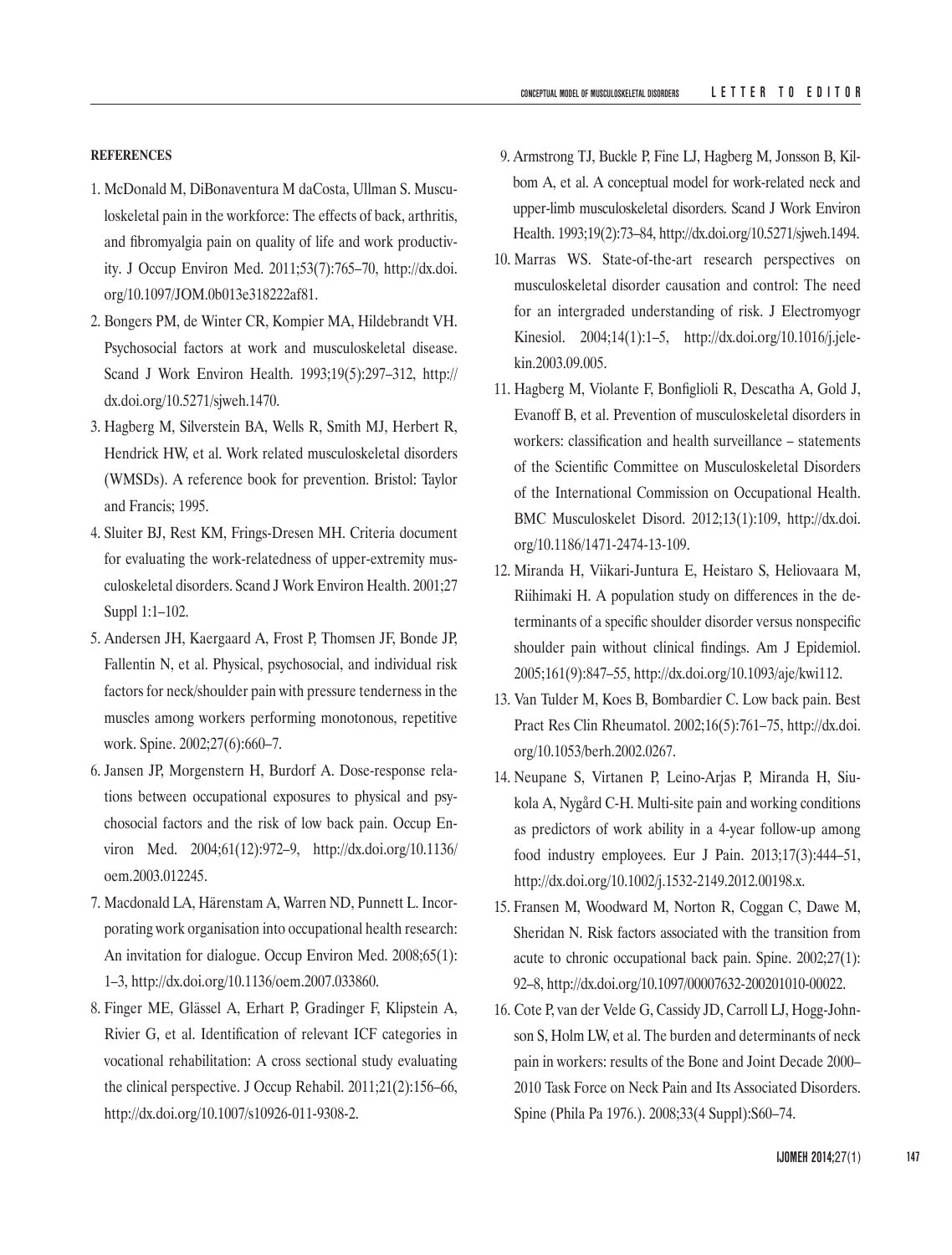**REFERENCES**

1. McDonald M, DiBonaventura M daCosta, Ullman S. Musculoskeletal pain in the workforce: The effects of back, arthritis, and fibromyalgia pain on quality of life and work productivity. J Occup Environ Med. 2011;53(7):765–70, http://dx.doi.org/10.1097/JOM.0b013e318222af81.
2. Bongers PM, de Winter CR, Kompier MA, Hildebrandt VH. Psychosocial factors at work and musculoskeletal disease. Scand J Work Environ Health. 1993;19(5):297–312, http://dx.doi.org/10.5271/sjweh.1470.
3. Hagberg M, Silverstein BA, Wells R, Smith MJ, Herbert R, Hendrick HW, et al. Work related musculoskeletal disorders (WMSDs). A reference book for prevention. Bristol: Taylor and Francis; 1995.
4. Sluiter BJ, Rest KM, Frings-Dresen MH. Criteria document for evaluating the work-relatedness of upper-extremity musculoskeletal disorders. Scand J Work Environ Health. 2001;27 Suppl 1:1–102.
5. Andersen JH, Kaergaard A, Frost P, Thomsen JF, Bonde JP, Fallentin N, et al. Physical, psychosocial, and individual risk factors for neck/shoulder pain with pressure tenderness in the muscles among workers performing monotonous, repetitive work. Spine. 2002;27(6):660–7.
6. Jansen JP, Morgenstern H, Burdorf A. Dose-response relations between occupational exposures to physical and psychosocial factors and the risk of low back pain. Occup Environ Med. 2004;61(12):972–9, http://dx.doi.org/10.1136/oem.2003.012245.
7. Macdonald LA, Härenstam A, Warren ND, Punnett L. Incorporating work organisation into occupational health research: An invitation for dialogue. Occup Environ Med. 2008;65(1):1–3, http://dx.doi.org/10.1136/oem.2007.033860.
8. Finger ME, Glässel A, Erhart P, Gradinger F, Klipstein A, Rivier G, et al. Identification of relevant ICF categories in vocational rehabilitation: A cross sectional study evaluating the clinical perspective. J Occup Rehabil. 2011;21(2):156–66, http://dx.doi.org/10.1007/s10926-011-9308-2.
9. Armstrong TJ, Buckle P, Fine LJ, Hagberg M, Jonsson B, Kilbom A, et al. A conceptual model for work-related neck and upper-limb musculoskeletal disorders. Scand J Work Environ Health. 1993;19(2):73–84, http://dx.doi.org/10.5271/sjweh.1494.
10. Marras WS. State-of-the-art research perspectives on musculoskeletal disorder causation and control: The need for an intergraded understanding of risk. J Electromyogr Kinesiol. 2004;14(1):1–5, http://dx.doi.org/10.1016/j.jelekin.2003.09.005.
11. Hagberg M, Violante F, Bonfiglioli R, Descatha A, Gold J, Evanoff B, et al. Prevention of musculoskeletal disorders in workers: classification and health surveillance – statements of the Scientific Committee on Musculoskeletal Disorders of the International Commission on Occupational Health. BMC Musculoskelet Disord. 2012;13(1):109, http://dx.doi.org/10.1186/1471-2474-13-109.
12. Miranda H, Viikari-Juntura E, Heistaro S, Heliovaara M, Riihimaki H. A population study on differences in the determinants of a specific shoulder disorder versus nonspecific shoulder pain without clinical findings. Am J Epidemiol. 2005;161(9):847–55, http://dx.doi.org/10.1093/aje/kwi112.
13. Van Tulder M, Koes B, Bombardier C. Low back pain. Best Pract Res Clin Rheumatol. 2002;16(5):761–75, http://dx.doi.org/10.1053/berh.2002.0267.
14. Neupane S, Virtanen P, Leino-Arjas P, Miranda H, Siukola A, Nygård C-H. Multi-site pain and working conditions as predictors of work ability in a 4-year follow-up among food industry employees. Eur J Pain. 2013;17(3):444–51, http://dx.doi.org/10.1002/j.1532-2149.2012.00198.x.
15. Fransen M, Woodward M, Norton R, Coggan C, Dawe M, Sheridan N. Risk factors associated with the transition from acute to chronic occupational back pain. Spine. 2002;27(1):92–8, http://dx.doi.org/10.1097/00007632-200201010-00022.
16. Cote P, van der Velde G, Cassidy JD, Carroll LJ, Hogg-Johnson S, Holm LW, et al. The burden and determinants of neck pain in workers: results of the Bone and Joint Decade 2000–2010 Task Force on Neck Pain and Its Associated Disorders. Spine (Phila Pa 1976.). 2008;33(4 Suppl):S60–74.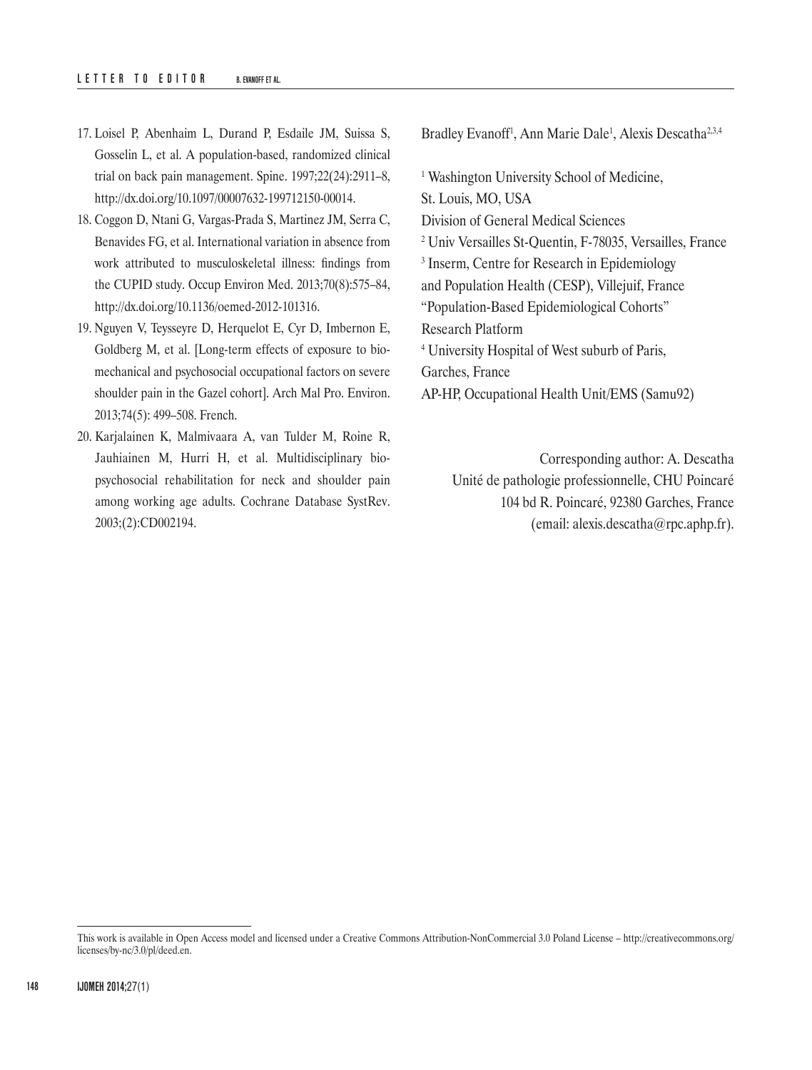17. Loisel P, Abenhaim L, Durand P, Esdaile JM, Suissa S, Gosselin L, et al. A population-based, randomized clinical trial on back pain management. Spine. 1997;22(24):2911–8, http://dx.doi.org/10.1097/00007632-199712150-00014.
18. Coggon D, Ntani G, Vargas-Prada S, Martinez JM, Serra C, Benavides FG, et al. International variation in absence from work attributed to musculoskeletal illness: findings from the CUPID study. Occup Environ Med. 2013;70(8):575–84, http://dx.doi.org/10.1136/oemed-2012-101316.
19. Nguyen V, Teysseyre D, Herquelot E, Cyr D, Imbernon E, Goldberg M, et al. [Long-term effects of exposure to biomechanical and psychosocial occupational factors on severe shoulder pain in the Gazel cohort]. Arch Mal Pro. Environ. 2013;74(5): 499–508. French.
20. Karjalainen K, Malmivaara A, van Tulder M, Roine R, Jauhiainen M, Hurri H, et al. Multidisciplinary biopsychosocial rehabilitation for neck and shoulder pain among working age adults. Cochrane Database SystRev. 2003;(2):CD002194.

Bradley Evanoff[1], Ann Marie Dale[1], Alexis Descatha[2,3,4]

[1] Washington University School of Medicine, St. Louis, MO, USA
Division of General Medical Sciences
[2] Univ Versailles St-Quentin, F-78035, Versailles, France
[3] Inserm, Centre for Research in Epidemiology and Population Health (CESP), Villejuif, France
"Population-Based Epidemiological Cohorts" Research Platform
[4] University Hospital of West suburb of Paris, Garches, France
AP-HP, Occupational Health Unit/EMS (Samu92)

Corresponding author: A. Descatha
Unité de pathologie professionnelle, CHU Poincaré
104 bd R. Poincaré, 92380 Garches, France
(email: alexis.descatha@rpc.aphp.fr).

This work is available in Open Access model and licensed under a Creative Commons Attribution-NonCommercial 3.0 Poland License – http://creativecommons.org/licenses/by-nc/3.0/pl/deed.en.